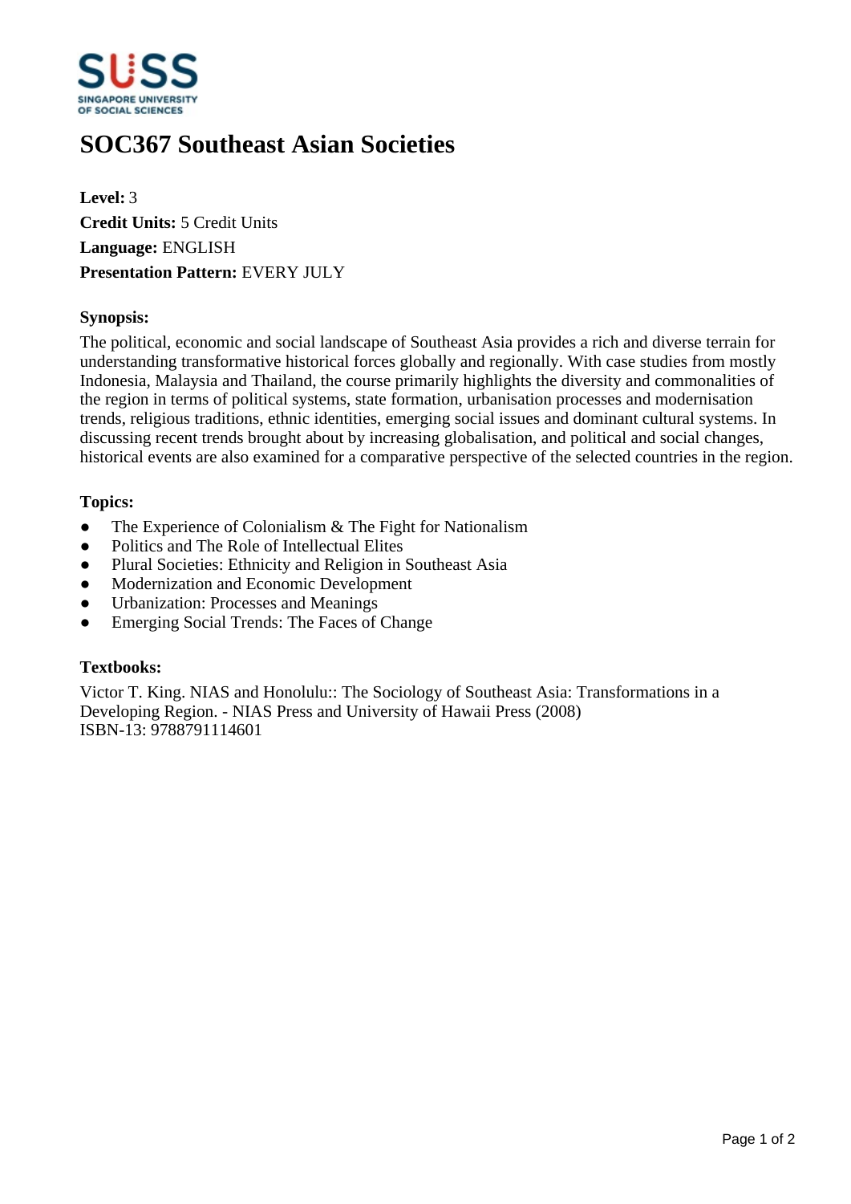# SOC367 Southeast Asian Societies

**Level:** 3
**Credit Units:** 5 Credit Units
**Language:** ENGLISH
**Presentation Pattern:** EVERY JULY

### Synopsis:

The political, economic and social landscape of Southeast Asia provides a rich and diverse terrain for understanding transformative historical forces globally and regionally. With case studies from mostly Indonesia, Malaysia and Thailand, the course primarily highlights the diversity and commonalities of the region in terms of political systems, state formation, urbanisation processes and modernisation trends, religious traditions, ethnic identities, emerging social issues and dominant cultural systems. In discussing recent trends brought about by increasing globalisation, and political and social changes, historical events are also examined for a comparative perspective of the selected countries in the region.

### Topics:

- The Experience of Colonialism & The Fight for Nationalism
- Politics and The Role of Intellectual Elites
- Plural Societies: Ethnicity and Religion in Southeast Asia
- Modernization and Economic Development
- Urbanization: Processes and Meanings
- Emerging Social Trends: The Faces of Change

### Textbooks:

Victor T. King. NIAS and Honolulu:: The Sociology of Southeast Asia: Transformations in a Developing Region. - NIAS Press and University of Hawaii Press (2008)
ISBN-13: 9788791114601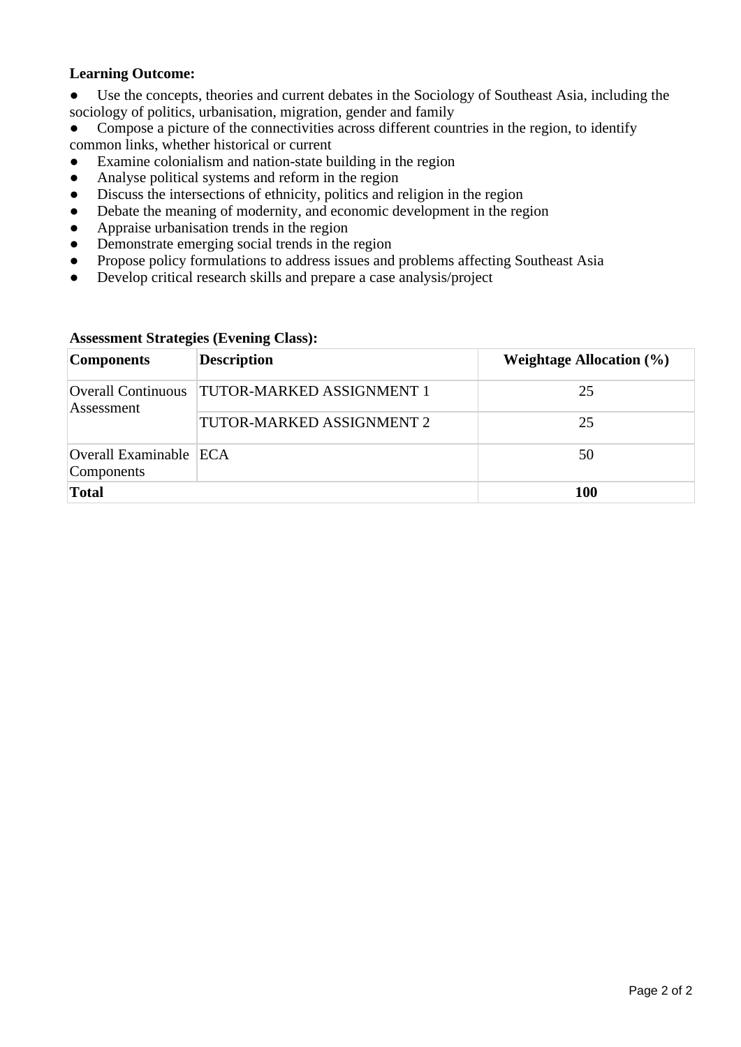**Learning Outcome:**

- Use the concepts, theories and current debates in the Sociology of Southeast Asia, including the sociology of politics, urbanisation, migration, gender and family
- Compose a picture of the connectivities across different countries in the region, to identify common links, whether historical or current
- Examine colonialism and nation-state building in the region
- Analyse political systems and reform in the region
- Discuss the intersections of ethnicity, politics and religion in the region
- Debate the meaning of modernity, and economic development in the region
- Appraise urbanisation trends in the region
- Demonstrate emerging social trends in the region
- Propose policy formulations to address issues and problems affecting Southeast Asia
- Develop critical research skills and prepare a case analysis/project

**Assessment Strategies (Evening Class):**

| Components | Description | Weightage Allocation (%) |
|---|---|---|
| Overall Continuous Assessment | TUTOR-MARKED ASSIGNMENT 1 | 25 |
| | TUTOR-MARKED ASSIGNMENT 2 | 25 |
| Overall Examinable Components | ECA | 50 |
| **Total** | | **100** |